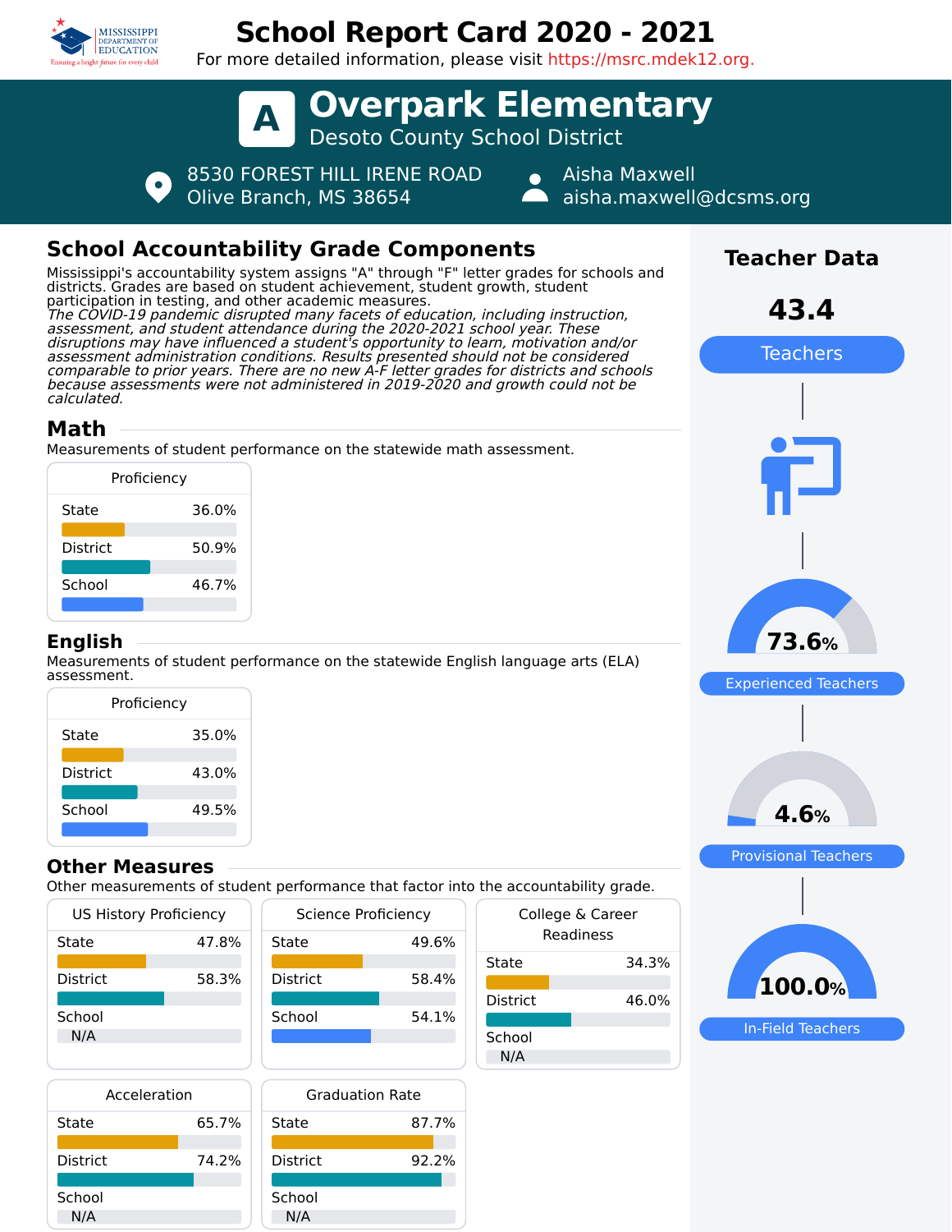# School Report Card 2020 - 2021

For more detailed information, please visit https://msrc.mdek12.org.

## A Overpark Elementary

Desoto County School District

8530 FOREST HILL IRENE ROAD
Olive Branch, MS 38654

Aisha Maxwell
aisha.maxwell@dcsms.org

## School Accountability Grade Components

Mississippi's accountability system assigns "A" through "F" letter grades for schools and districts. Grades are based on student achievement, student growth, student participation in testing, and other academic measures.

*The COVID-19 pandemic disrupted many facets of education, including instruction, assessment, and student attendance during the 2020-2021 school year. These disruptions may have influenced a student's opportunity to learn, motivation and/or assessment administration conditions. Results presented should not be considered comparable to prior years. There are no new A-F letter grades for districts and schools because assessments were not administered in 2019-2020 and growth could not be calculated.*

### Math

Measurements of student performance on the statewide math assessment.

| Proficiency | |
|---|---|
| State | 36.0% |
| District | 50.9% |
| School | 46.7% |

### English

Measurements of student performance on the statewide English language arts (ELA) assessment.

| Proficiency | |
|---|---|
| State | 35.0% |
| District | 43.0% |
| School | 49.5% |

### Other Measures

Other measurements of student performance that factor into the accountability grade.

| US History Proficiency | |
|---|---|
| State | 47.8% |
| District | 58.3% |
| School | N/A |

| Science Proficiency | |
|---|---|
| State | 49.6% |
| District | 58.4% |
| School | 54.1% |

| College & Career Readiness | |
|---|---|
| State | 34.3% |
| District | 46.0% |
| School | N/A |

| Acceleration | |
|---|---|
| State | 65.7% |
| District | 74.2% |
| School | N/A |

| Graduation Rate | |
|---|---|
| State | 87.7% |
| District | 92.2% |
| School | N/A |

## Teacher Data

**43.4** Teachers

**73.6%** Experienced Teachers

**4.6%** Provisional Teachers

**100.0%** In-Field Teachers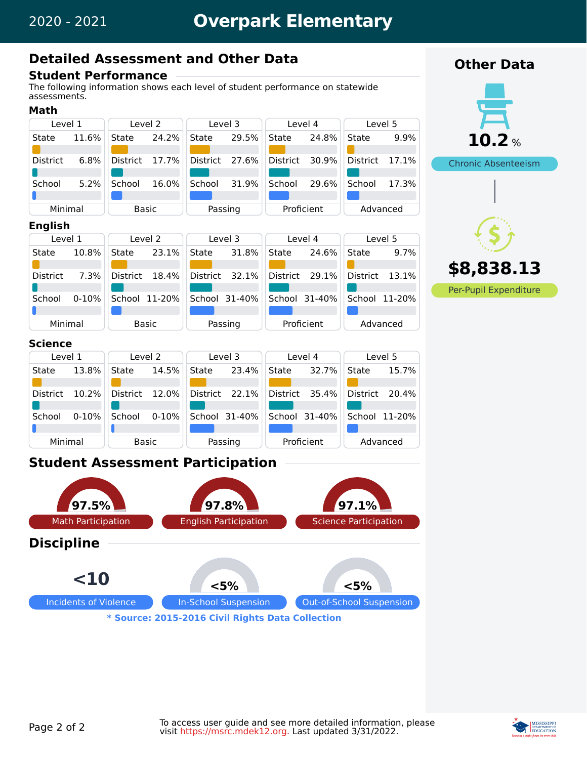# Overpark Elementary

2020 - 2021

## Detailed Assessment and Other Data

### Student Performance

The following information shows each level of student performance on statewide assessments.

#### Math

| | Level 1 | Level 2 | Level 3 | Level 4 | Level 5 |
|---|---|---|---|---|---|
| State | 11.6% | 24.2% | 29.5% | 24.8% | 9.9% |
| District | 6.8% | 17.7% | 27.6% | 30.9% | 17.1% |
| School | 5.2% | 16.0% | 31.9% | 29.6% | 17.3% |
| | Minimal | Basic | Passing | Proficient | Advanced |

#### English

| | Level 1 | Level 2 | Level 3 | Level 4 | Level 5 |
|---|---|---|---|---|---|
| State | 10.8% | 23.1% | 31.8% | 24.6% | 9.7% |
| District | 7.3% | 18.4% | 32.1% | 29.1% | 13.1% |
| School | 0-10% | 11-20% | 31-40% | 31-40% | 11-20% |
| | Minimal | Basic | Passing | Proficient | Advanced |

#### Science

| | Level 1 | Level 2 | Level 3 | Level 4 | Level 5 |
|---|---|---|---|---|---|
| State | 13.8% | 14.5% | 23.4% | 32.7% | 15.7% |
| District | 10.2% | 12.0% | 22.1% | 35.4% | 20.4% |
| School | 0-10% | 0-10% | 31-40% | 31-40% | 11-20% |
| | Minimal | Basic | Passing | Proficient | Advanced |

### Student Assessment Participation

97.5%
Math Participation

97.8%
English Participation

97.1%
Science Participation

### Discipline

<10
Incidents of Violence

<5%
In-School Suspension

<5%
Out-of-School Suspension

* Source: 2015-2016 Civil Rights Data Collection

## Other Data

10.2 %
Chronic Absenteeism

$8,838.13
Per-Pupil Expenditure

To access user guide and see more detailed information, please visit https://msrc.mdek12.org. Last updated 3/31/2022.